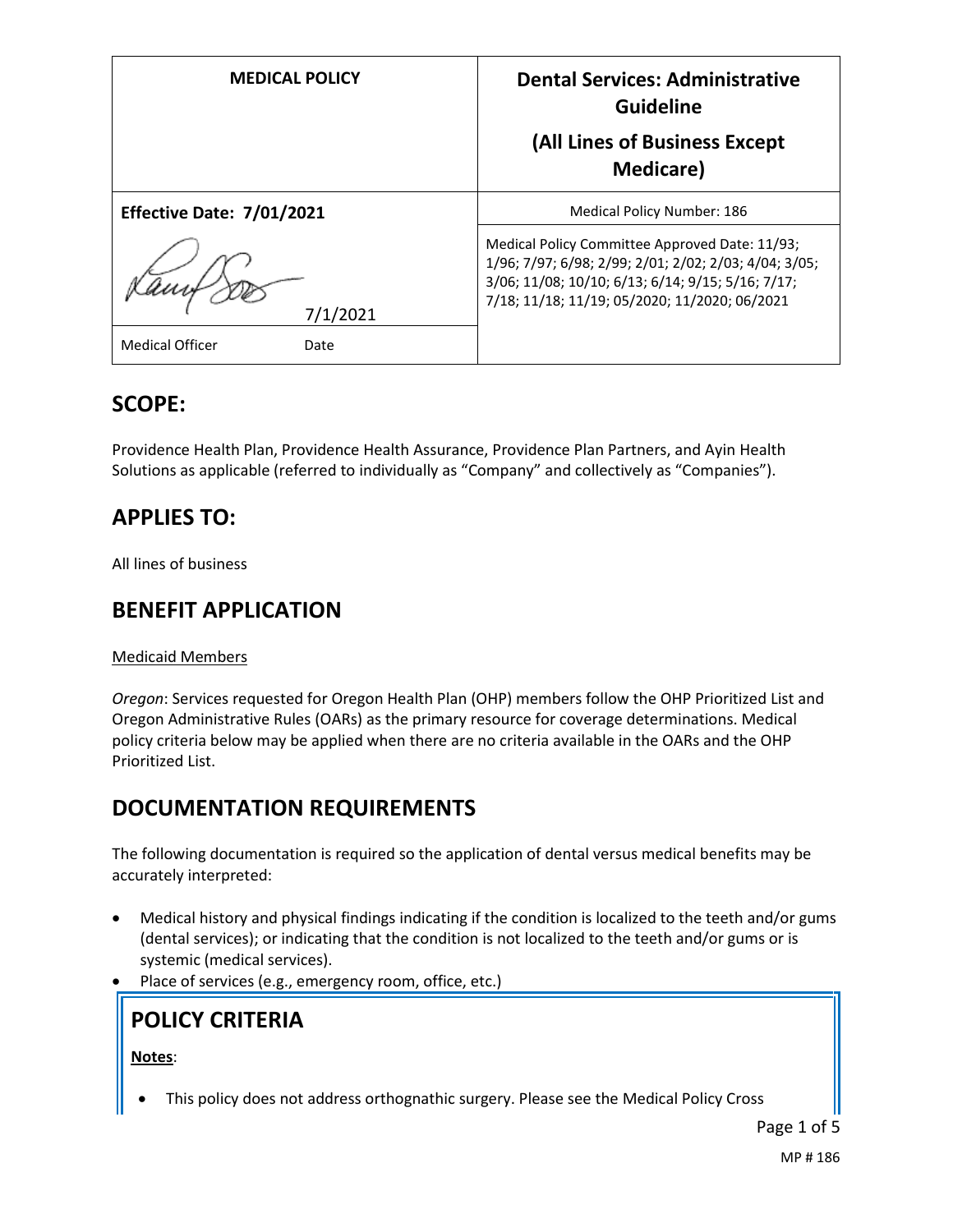| MEDICAL POLICY | Dental Services: Administrative Guideline (All Lines of Business Except Medicare) |
| --- | --- |
| **Effective Date: 7/01/2021** | Medical Policy Number: 186 |
| 7/1/2021 | Medical Policy Committee Approved Date: 11/93; 1/96; 7/97; 6/98; 2/99; 2/01; 2/02; 2/03; 4/04; 3/05; 3/06; 11/08; 10/10; 6/13; 6/14; 9/15; 5/16; 7/17; 7/18; 11/18; 11/19; 05/2020; 11/2020; 06/2021 |
| Medical Officer Date | |

## SCOPE:

Providence Health Plan, Providence Health Assurance, Providence Plan Partners, and Ayin Health Solutions as applicable (referred to individually as "Company" and collectively as "Companies").

## APPLIES TO:

All lines of business

## BENEFIT APPLICATION

Medicaid Members

*Oregon*: Services requested for Oregon Health Plan (OHP) members follow the OHP Prioritized List and Oregon Administrative Rules (OARs) as the primary resource for coverage determinations. Medical policy criteria below may be applied when there are no criteria available in the OARs and the OHP Prioritized List.

## DOCUMENTATION REQUIREMENTS

The following documentation is required so the application of dental versus medical benefits may be accurately interpreted:

- Medical history and physical findings indicating if the condition is localized to the teeth and/or gums (dental services); or indicating that the condition is not localized to the teeth and/or gums or is systemic (medical services).
- Place of services (e.g., emergency room, office, etc.)

## POLICY CRITERIA

**Notes**:

- This policy does not address orthognathic surgery. Please see the Medical Policy Cross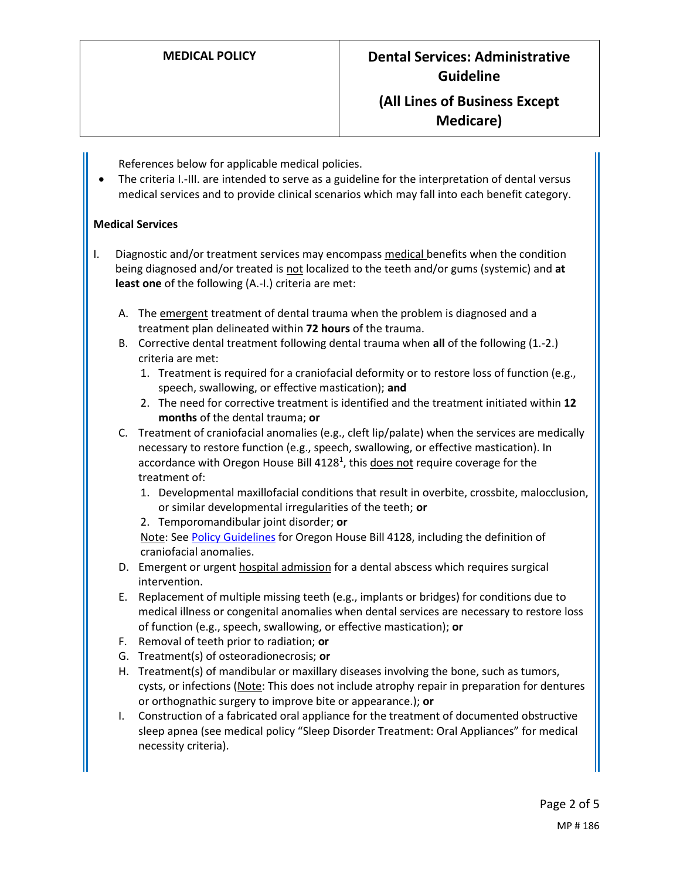References below for applicable medical policies.

- The criteria I.-III. are intended to serve as a guideline for the interpretation of dental versus medical services and to provide clinical scenarios which may fall into each benefit category.

**Medical Services**

I. Diagnostic and/or treatment services may encompass medical benefits when the condition being diagnosed and/or treated is not localized to the teeth and/or gums (systemic) and **at least one** of the following (A.-I.) criteria are met:

   A. The emergent treatment of dental trauma when the problem is diagnosed and a treatment plan delineated within **72 hours** of the trauma.

   B. Corrective dental treatment following dental trauma when **all** of the following (1.-2.) criteria are met:
      1. Treatment is required for a craniofacial deformity or to restore loss of function (e.g., speech, swallowing, or effective mastication); **and**
      2. The need for corrective treatment is identified and the treatment initiated within **12 months** of the dental trauma; **or**

   C. Treatment of craniofacial anomalies (e.g., cleft lip/palate) when the services are medically necessary to restore function (e.g., speech, swallowing, or effective mastication). In accordance with Oregon House Bill 4128[1], this does not require coverage for the treatment of:
      1. Developmental maxillofacial conditions that result in overbite, crossbite, malocclusion, or similar developmental irregularities of the teeth; **or**
      2. Temporomandibular joint disorder; **or**

      Note: See Policy Guidelines for Oregon House Bill 4128, including the definition of craniofacial anomalies.

   D. Emergent or urgent hospital admission for a dental abscess which requires surgical intervention.

   E. Replacement of multiple missing teeth (e.g., implants or bridges) for conditions due to medical illness or congenital anomalies when dental services are necessary to restore loss of function (e.g., speech, swallowing, or effective mastication); **or**

   F. Removal of teeth prior to radiation; **or**

   G. Treatment(s) of osteoradionecrosis; **or**

   H. Treatment(s) of mandibular or maxillary diseases involving the bone, such as tumors, cysts, or infections (Note: This does not include atrophy repair in preparation for dentures or orthognathic surgery to improve bite or appearance.); **or**

   I. Construction of a fabricated oral appliance for the treatment of documented obstructive sleep apnea (see medical policy "Sleep Disorder Treatment: Oral Appliances" for medical necessity criteria).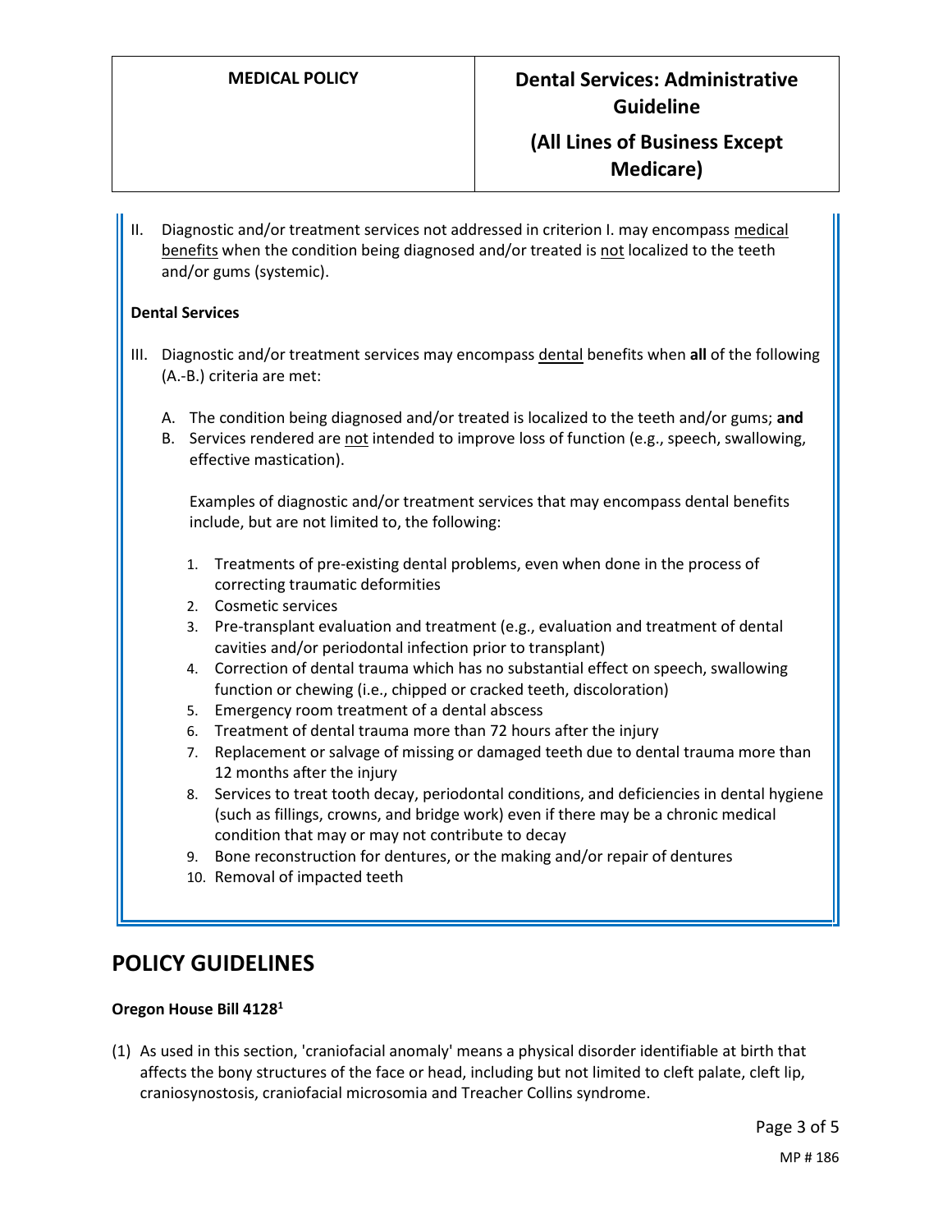II. Diagnostic and/or treatment services not addressed in criterion I. may encompass medical benefits when the condition being diagnosed and/or treated is not localized to the teeth and/or gums (systemic).

**Dental Services**

III. Diagnostic and/or treatment services may encompass dental benefits when **all** of the following (A.-B.) criteria are met:

   A. The condition being diagnosed and/or treated is localized to the teeth and/or gums; **and**
   B. Services rendered are not intended to improve loss of function (e.g., speech, swallowing, effective mastication).

   Examples of diagnostic and/or treatment services that may encompass dental benefits include, but are not limited to, the following:

   1. Treatments of pre-existing dental problems, even when done in the process of correcting traumatic deformities
   2. Cosmetic services
   3. Pre-transplant evaluation and treatment (e.g., evaluation and treatment of dental cavities and/or periodontal infection prior to transplant)
   4. Correction of dental trauma which has no substantial effect on speech, swallowing function or chewing (i.e., chipped or cracked teeth, discoloration)
   5. Emergency room treatment of a dental abscess
   6. Treatment of dental trauma more than 72 hours after the injury
   7. Replacement or salvage of missing or damaged teeth due to dental trauma more than 12 months after the injury
   8. Services to treat tooth decay, periodontal conditions, and deficiencies in dental hygiene (such as fillings, crowns, and bridge work) even if there may be a chronic medical condition that may or may not contribute to decay
   9. Bone reconstruction for dentures, or the making and/or repair of dentures
   10. Removal of impacted teeth

## POLICY GUIDELINES

**Oregon House Bill 4128[1]**

(1) As used in this section, 'craniofacial anomaly' means a physical disorder identifiable at birth that affects the bony structures of the face or head, including but not limited to cleft palate, cleft lip, craniosynostosis, craniofacial microsomia and Treacher Collins syndrome.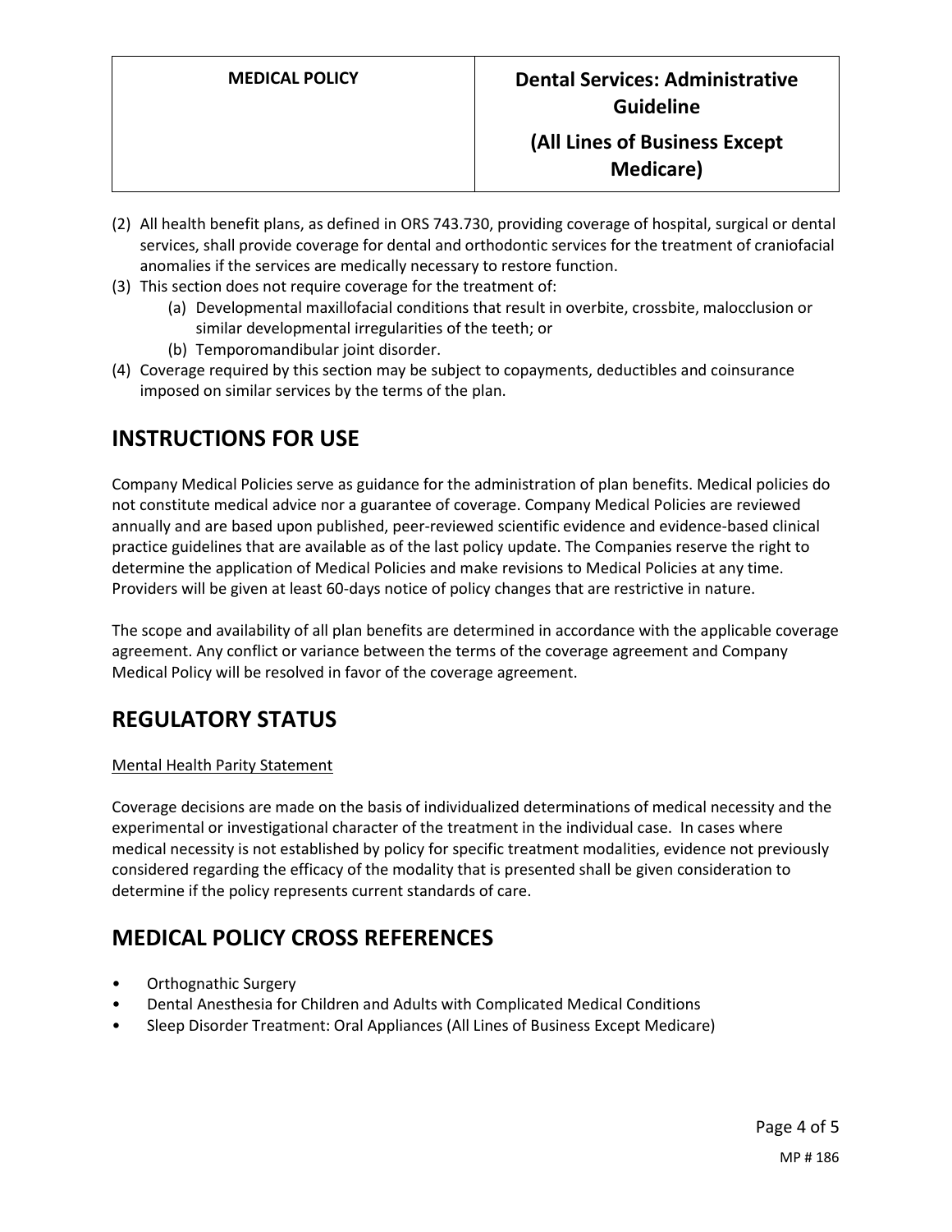(2) All health benefit plans, as defined in ORS 743.730, providing coverage of hospital, surgical or dental services, shall provide coverage for dental and orthodontic services for the treatment of craniofacial anomalies if the services are medically necessary to restore function.
(3) This section does not require coverage for the treatment of:
    (a) Developmental maxillofacial conditions that result in overbite, crossbite, malocclusion or similar developmental irregularities of the teeth; or
    (b) Temporomandibular joint disorder.
(4) Coverage required by this section may be subject to copayments, deductibles and coinsurance imposed on similar services by the terms of the plan.

# INSTRUCTIONS FOR USE

Company Medical Policies serve as guidance for the administration of plan benefits. Medical policies do not constitute medical advice nor a guarantee of coverage. Company Medical Policies are reviewed annually and are based upon published, peer-reviewed scientific evidence and evidence-based clinical practice guidelines that are available as of the last policy update. The Companies reserve the right to determine the application of Medical Policies and make revisions to Medical Policies at any time. Providers will be given at least 60-days notice of policy changes that are restrictive in nature.

The scope and availability of all plan benefits are determined in accordance with the applicable coverage agreement. Any conflict or variance between the terms of the coverage agreement and Company Medical Policy will be resolved in favor of the coverage agreement.

# REGULATORY STATUS

<u>Mental Health Parity Statement</u>

Coverage decisions are made on the basis of individualized determinations of medical necessity and the experimental or investigational character of the treatment in the individual case. In cases where medical necessity is not established by policy for specific treatment modalities, evidence not previously considered regarding the efficacy of the modality that is presented shall be given consideration to determine if the policy represents current standards of care.

# MEDICAL POLICY CROSS REFERENCES

- Orthognathic Surgery
- Dental Anesthesia for Children and Adults with Complicated Medical Conditions
- Sleep Disorder Treatment: Oral Appliances (All Lines of Business Except Medicare)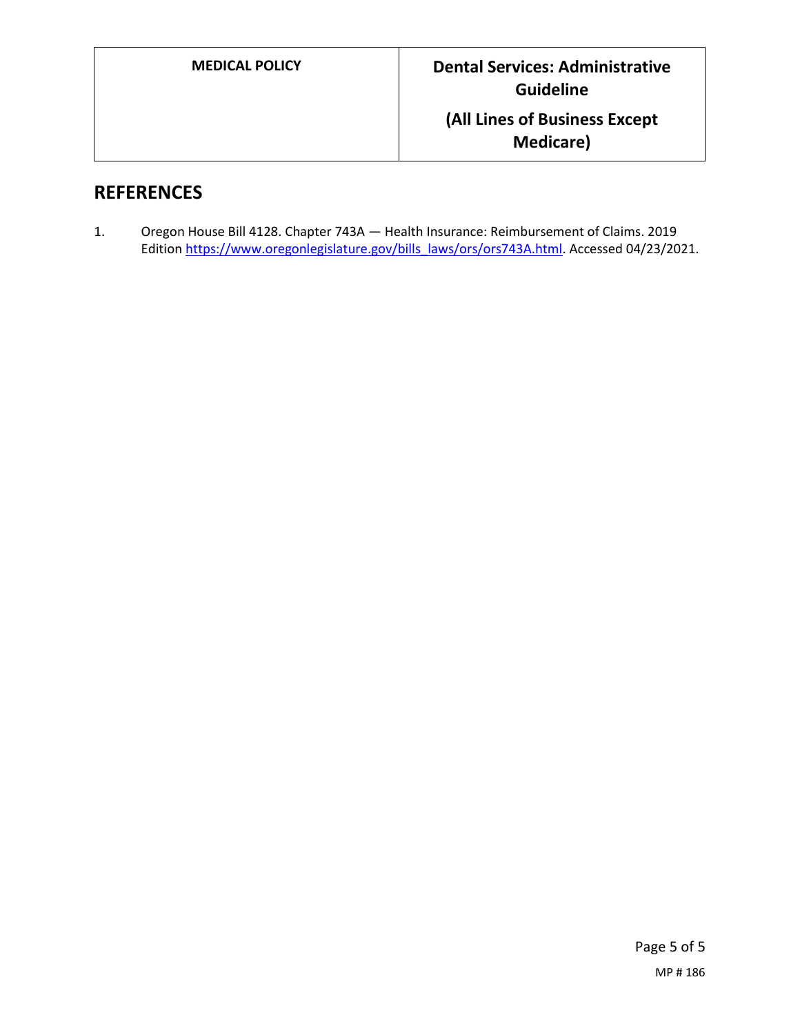## REFERENCES

1. Oregon House Bill 4128. Chapter 743A — Health Insurance: Reimbursement of Claims. 2019 Edition https://www.oregonlegislature.gov/bills_laws/ors/ors743A.html. Accessed 04/23/2021.